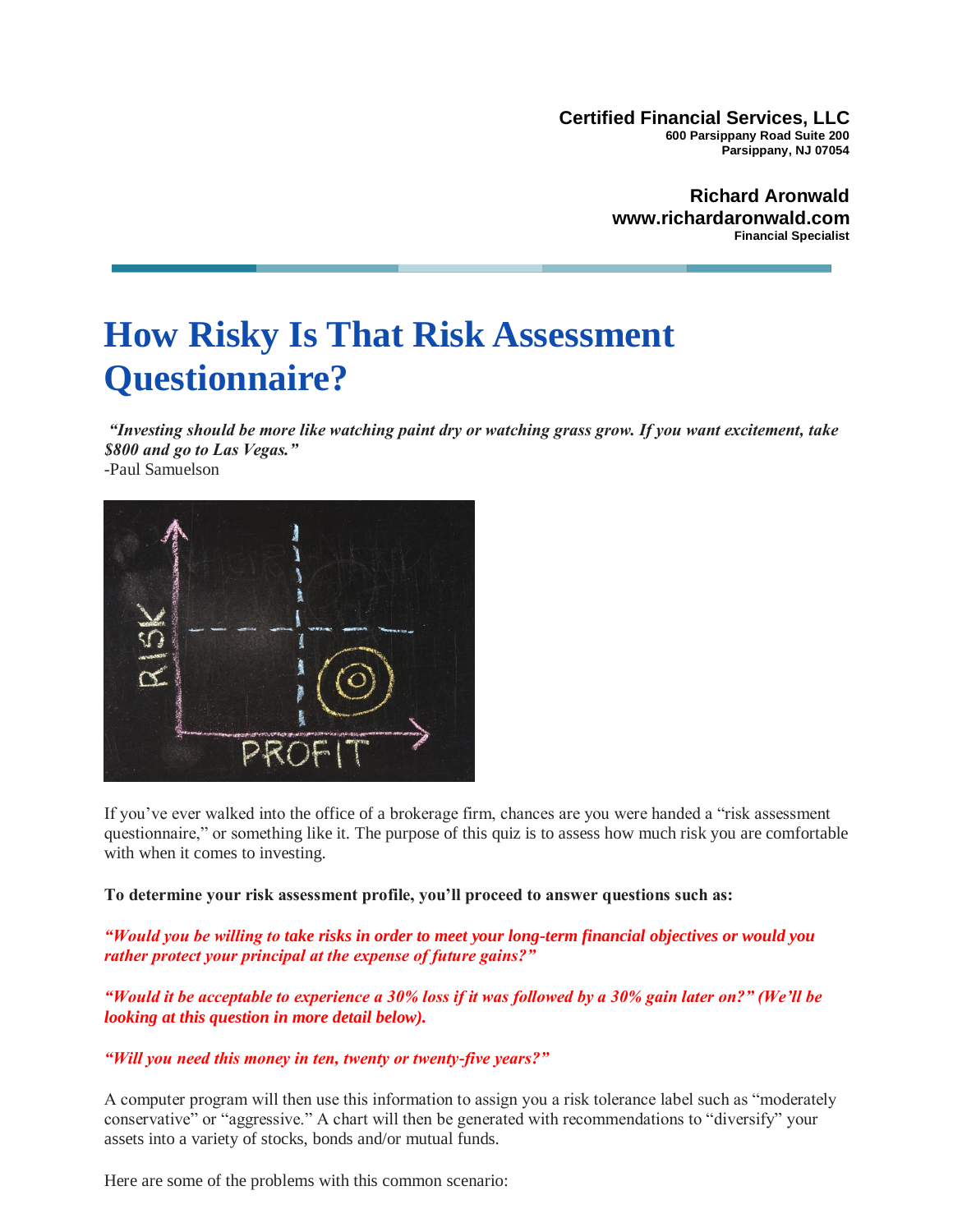**Certified Financial Services, LLC**
**600 Parsippany Road Suite 200**
**Parsippany, NJ 07054**

**Richard Aronwald**
**www.richardaronwald.com**
**Financial Specialist**

# How Risky Is That Risk Assessment Questionnaire?

***"Investing should be more like watching paint dry or watching grass grow. If you want excitement, take $800 and go to Las Vegas."***
-Paul Samuelson

If you've ever walked into the office of a brokerage firm, chances are you were handed a "risk assessment questionnaire," or something like it. The purpose of this quiz is to assess how much risk you are comfortable with when it comes to investing.

**To determine your risk assessment profile, you'll proceed to answer questions such as:**

***"Would you be willing to take risks in order to meet your long-term financial objectives or would you rather protect your principal at the expense of future gains?"***

***"Would it be acceptable to experience a 30% loss if it was followed by a 30% gain later on?" (We'll be looking at this question in more detail below).***

***"Will you need this money in ten, twenty or twenty-five years?"***

A computer program will then use this information to assign you a risk tolerance label such as "moderately conservative" or "aggressive." A chart will then be generated with recommendations to "diversify" your assets into a variety of stocks, bonds and/or mutual funds.

Here are some of the problems with this common scenario: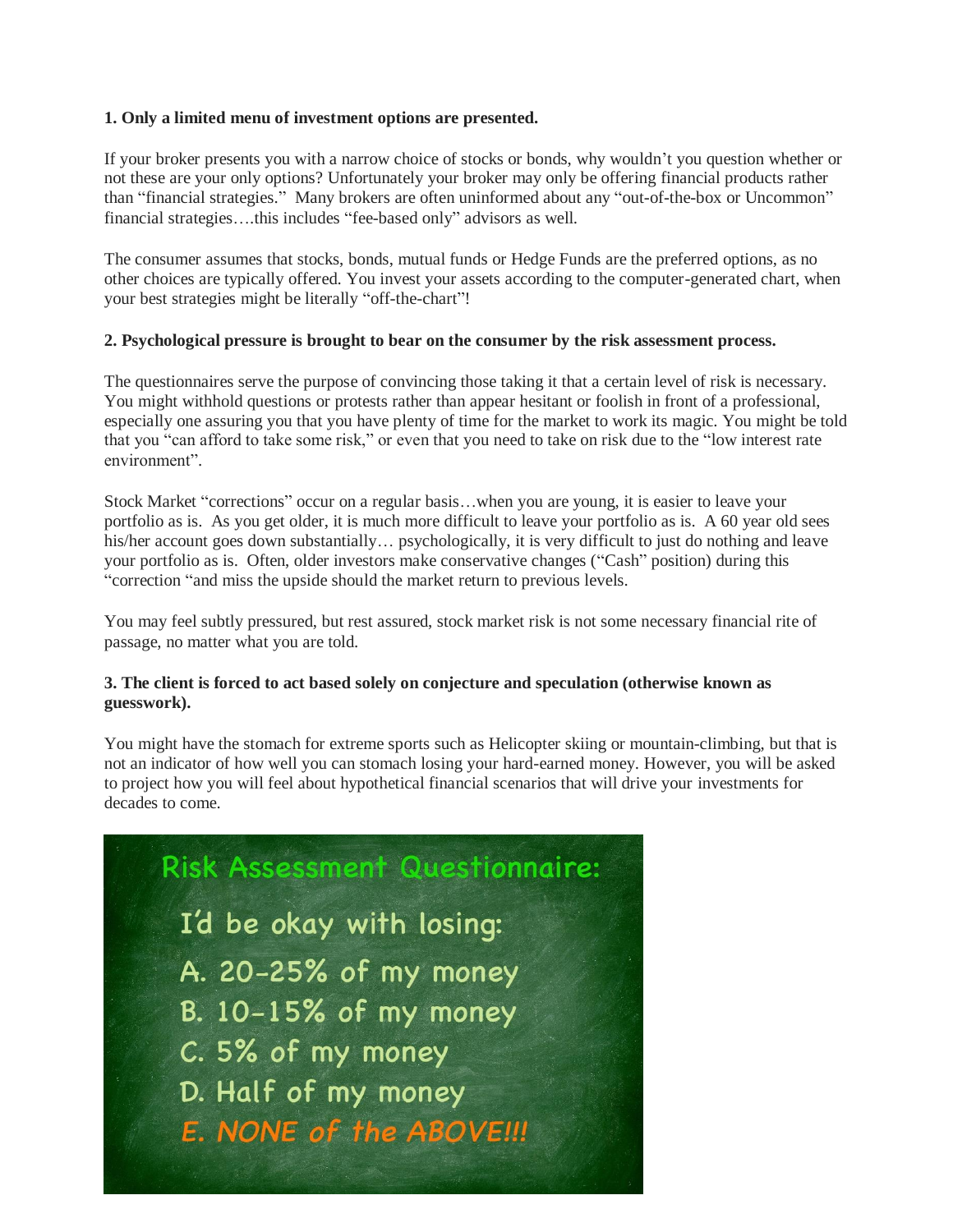**1. Only a limited menu of investment options are presented.**

If your broker presents you with a narrow choice of stocks or bonds, why wouldn't you question whether or not these are your only options? Unfortunately your broker may only be offering financial products rather than "financial strategies." Many brokers are often uninformed about any "out-of-the-box or Uncommon" financial strategies….this includes "fee-based only" advisors as well.

The consumer assumes that stocks, bonds, mutual funds or Hedge Funds are the preferred options, as no other choices are typically offered. You invest your assets according to the computer-generated chart, when your best strategies might be literally "off-the-chart"!

**2. Psychological pressure is brought to bear on the consumer by the risk assessment process.**

The questionnaires serve the purpose of convincing those taking it that a certain level of risk is necessary. You might withhold questions or protests rather than appear hesitant or foolish in front of a professional, especially one assuring you that you have plenty of time for the market to work its magic. You might be told that you "can afford to take some risk," or even that you need to take on risk due to the "low interest rate environment".

Stock Market "corrections" occur on a regular basis…when you are young, it is easier to leave your portfolio as is. As you get older, it is much more difficult to leave your portfolio as is. A 60 year old sees his/her account goes down substantially… psychologically, it is very difficult to just do nothing and leave your portfolio as is. Often, older investors make conservative changes ("Cash" position) during this "correction "and miss the upside should the market return to previous levels.

You may feel subtly pressured, but rest assured, stock market risk is not some necessary financial rite of passage, no matter what you are told.

**3. The client is forced to act based solely on conjecture and speculation (otherwise known as guesswork).**

You might have the stomach for extreme sports such as Helicopter skiing or mountain-climbing, but that is not an indicator of how well you can stomach losing your hard-earned money. However, you will be asked to project how you will feel about hypothetical financial scenarios that will drive your investments for decades to come.

Risk Assessment Questionnaire:

I'd be okay with losing:

A. 20-25% of my money
B. 10-15% of my money
C. 5% of my money
D. Half of my money
E. NONE of the ABOVE!!!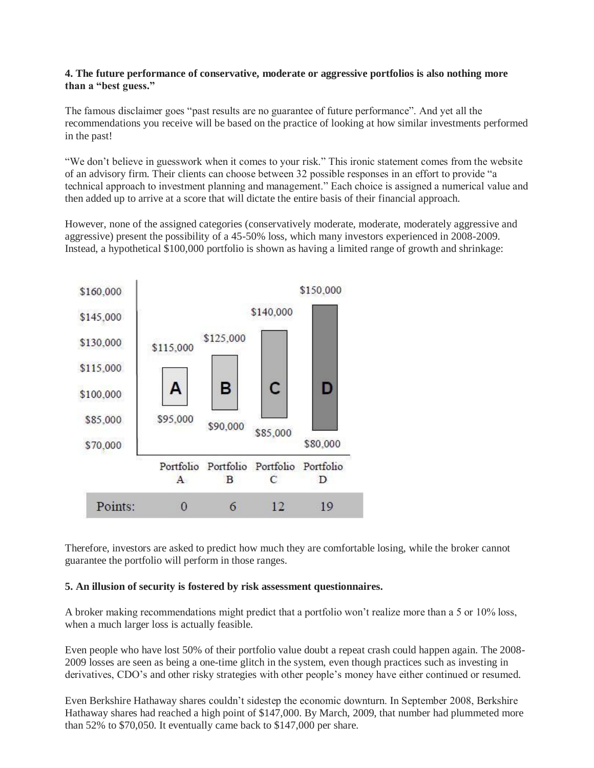**4. The future performance of conservative, moderate or aggressive portfolios is also nothing more than a "best guess."**

The famous disclaimer goes "past results are no guarantee of future performance". And yet all the recommendations you receive will be based on the practice of looking at how similar investments performed in the past!

"We don't believe in guesswork when it comes to your risk." This ironic statement comes from the website of an advisory firm. Their clients can choose between 32 possible responses in an effort to provide "a technical approach to investment planning and management." Each choice is assigned a numerical value and then added up to arrive at a score that will dictate the entire basis of their financial approach.

However, none of the assigned categories (conservatively moderate, moderate, moderately aggressive and aggressive) present the possibility of a 45-50% loss, which many investors experienced in 2008-2009. Instead, a hypothetical $100,000 portfolio is shown as having a limited range of growth and shrinkage:

| | Portfolio A | Portfolio B | Portfolio C | Portfolio D |
|---|---|---|---|---|
| High | $115,000 | $125,000 | $140,000 | $150,000 |
| Low | $95,000 | $90,000 | $85,000 | $80,000 |
| Points: | 0 | 6 | 12 | 19 |

Therefore, investors are asked to predict how much they are comfortable losing, while the broker cannot guarantee the portfolio will perform in those ranges.

**5. An illusion of security is fostered by risk assessment questionnaires.**

A broker making recommendations might predict that a portfolio won't realize more than a 5 or 10% loss, when a much larger loss is actually feasible.

Even people who have lost 50% of their portfolio value doubt a repeat crash could happen again. The 2008-2009 losses are seen as being a one-time glitch in the system, even though practices such as investing in derivatives, CDO's and other risky strategies with other people's money have either continued or resumed.

Even Berkshire Hathaway shares couldn't sidestep the economic downturn. In September 2008, Berkshire Hathaway shares had reached a high point of $147,000. By March, 2009, that number had plummeted more than 52% to $70,050. It eventually came back to $147,000 per share.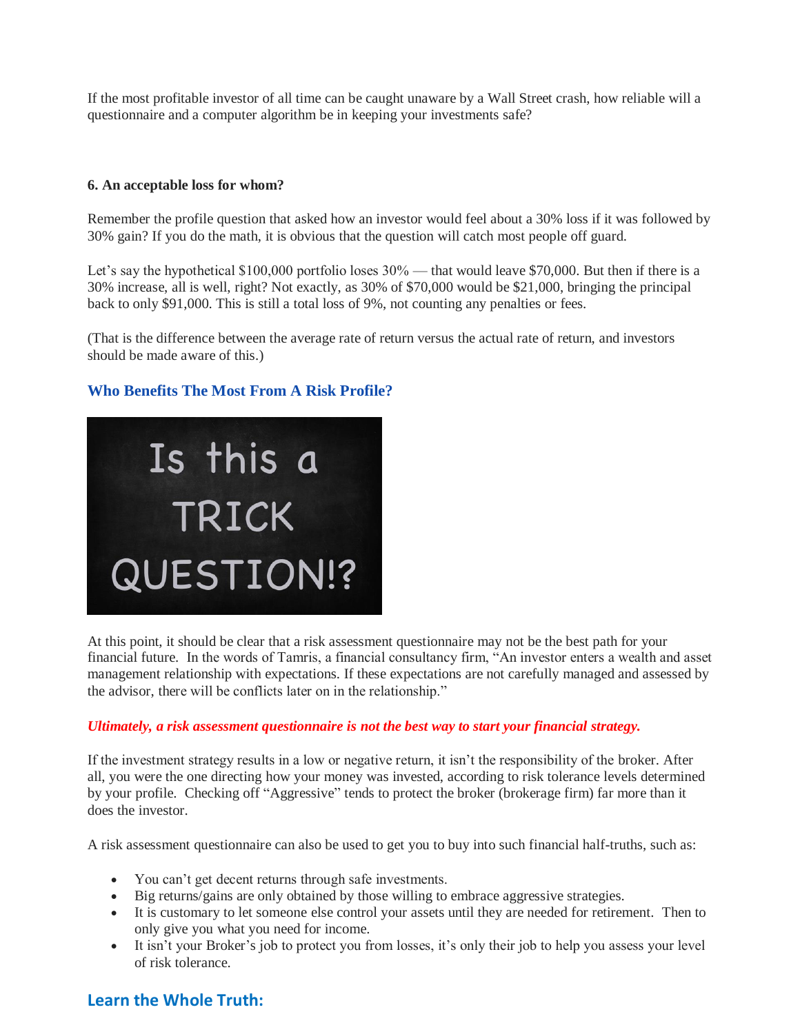If the most profitable investor of all time can be caught unaware by a Wall Street crash, how reliable will a questionnaire and a computer algorithm be in keeping your investments safe?

**6. An acceptable loss for whom?**

Remember the profile question that asked how an investor would feel about a 30% loss if it was followed by 30% gain? If you do the math, it is obvious that the question will catch most people off guard.

Let's say the hypothetical $100,000 portfolio loses 30% — that would leave $70,000. But then if there is a 30% increase, all is well, right? Not exactly, as 30% of $70,000 would be $21,000, bringing the principal back to only $91,000. This is still a total loss of 9%, not counting any penalties or fees.

(That is the difference between the average rate of return versus the actual rate of return, and investors should be made aware of this.)

## Who Benefits The Most From A Risk Profile?

At this point, it should be clear that a risk assessment questionnaire may not be the best path for your financial future. In the words of Tamris, a financial consultancy firm, "An investor enters a wealth and asset management relationship with expectations. If these expectations are not carefully managed and assessed by the advisor, there will be conflicts later on in the relationship."

***Ultimately, a risk assessment questionnaire is not the best way to start your financial strategy.***

If the investment strategy results in a low or negative return, it isn't the responsibility of the broker. After all, you were the one directing how your money was invested, according to risk tolerance levels determined by your profile. Checking off "Aggressive" tends to protect the broker (brokerage firm) far more than it does the investor.

A risk assessment questionnaire can also be used to get you to buy into such financial half-truths, such as:

- You can't get decent returns through safe investments.
- Big returns/gains are only obtained by those willing to embrace aggressive strategies.
- It is customary to let someone else control your assets until they are needed for retirement. Then to only give you what you need for income.
- It isn't your Broker's job to protect you from losses, it's only their job to help you assess your level of risk tolerance.

## Learn the Whole Truth: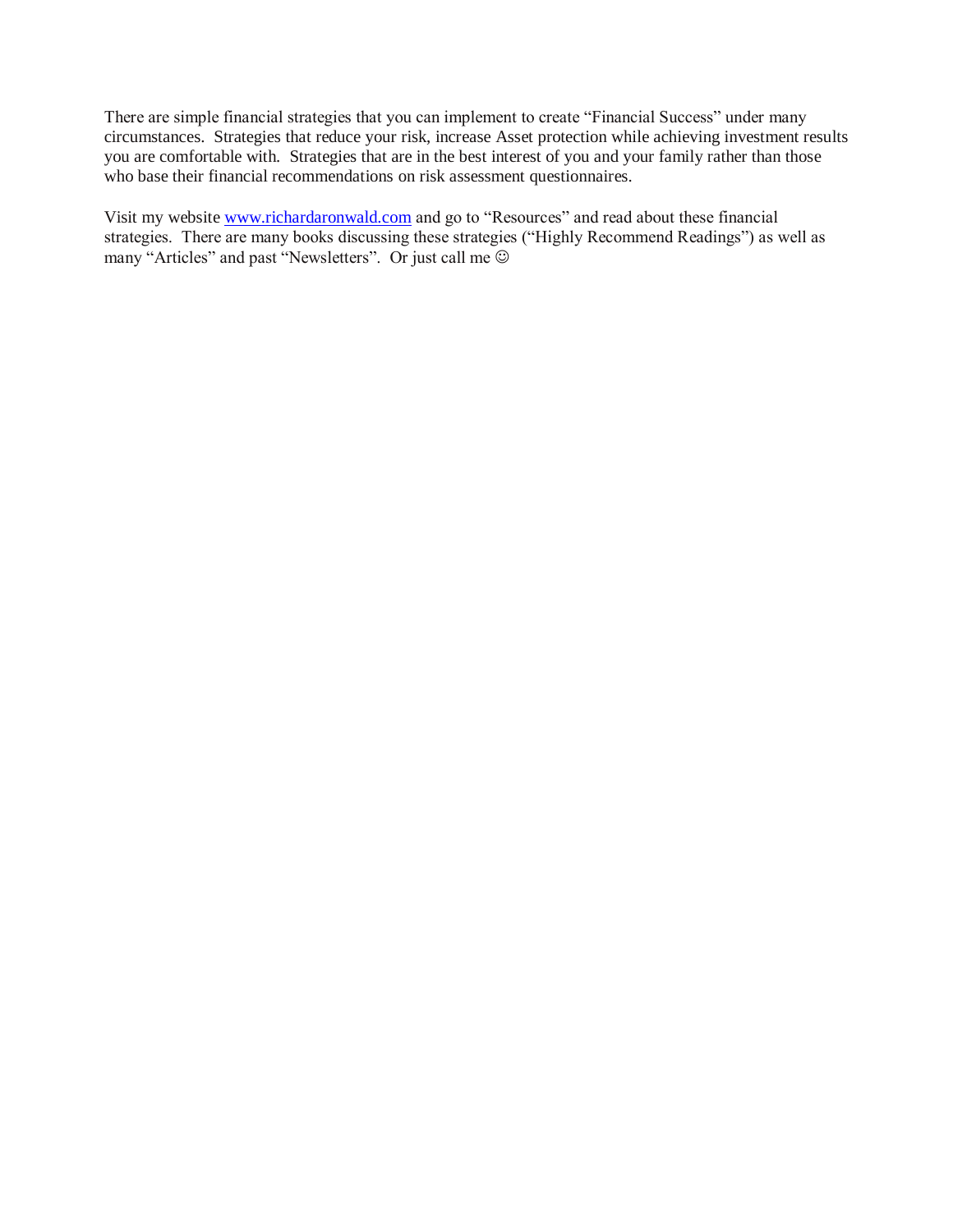There are simple financial strategies that you can implement to create “Financial Success” under many circumstances. Strategies that reduce your risk, increase Asset protection while achieving investment results you are comfortable with. Strategies that are in the best interest of you and your family rather than those who base their financial recommendations on risk assessment questionnaires.

Visit my website [www.richardaronwald.com](http://www.richardaronwald.com) and go to “Resources” and read about these financial strategies. There are many books discussing these strategies (“Highly Recommend Readings”) as well as many “Articles” and past “Newsletters”. Or just call me ☺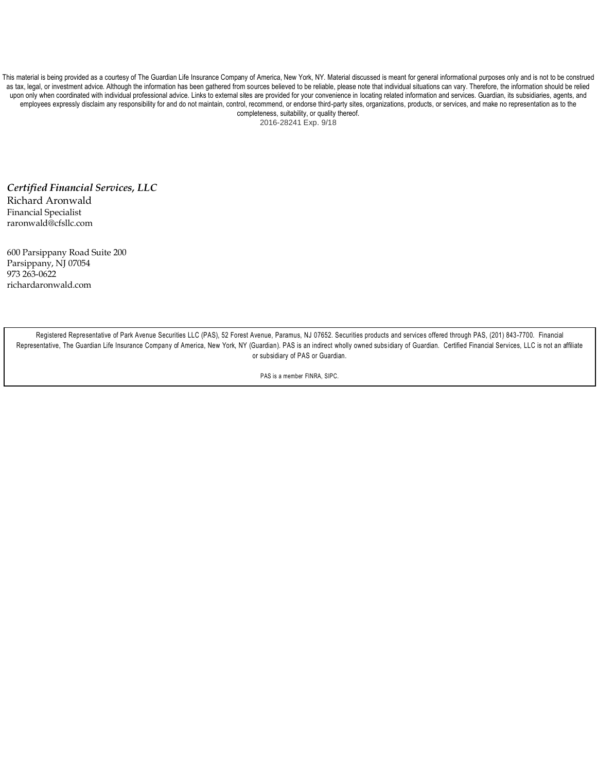This material is being provided as a courtesy of The Guardian Life Insurance Company of America, New York, NY. Material discussed is meant for general informational purposes only and is not to be construed as tax, legal, or investment advice. Although the information has been gathered from sources believed to be reliable, please note that individual situations can vary. Therefore, the information should be relied upon only when coordinated with individual professional advice. Links to external sites are provided for your convenience in locating related information and services. Guardian, its subsidiaries, agents, and employees expressly disclaim any responsibility for and do not maintain, control, recommend, or endorse third-party sites, organizations, products, or services, and make no representation as to the completeness, suitability, or quality thereof.

2016-28241 Exp. 9/18

***Certified Financial Services, LLC***
Richard Aronwald
Financial Specialist
raronwald@cfsllc.com

600 Parsippany Road Suite 200
Parsippany, NJ 07054
973 263-0622
richardaronwald.com

Registered Representative of Park Avenue Securities LLC (PAS), 52 Forest Avenue, Paramus, NJ 07652. Securities products and services offered through PAS, (201) 843-7700. Financial Representative, The Guardian Life Insurance Company of America, New York, NY (Guardian). PAS is an indirect wholly owned subsidiary of Guardian. Certified Financial Services, LLC is not an affiliate or subsidiary of PAS or Guardian.

PAS is a member FINRA, SIPC.